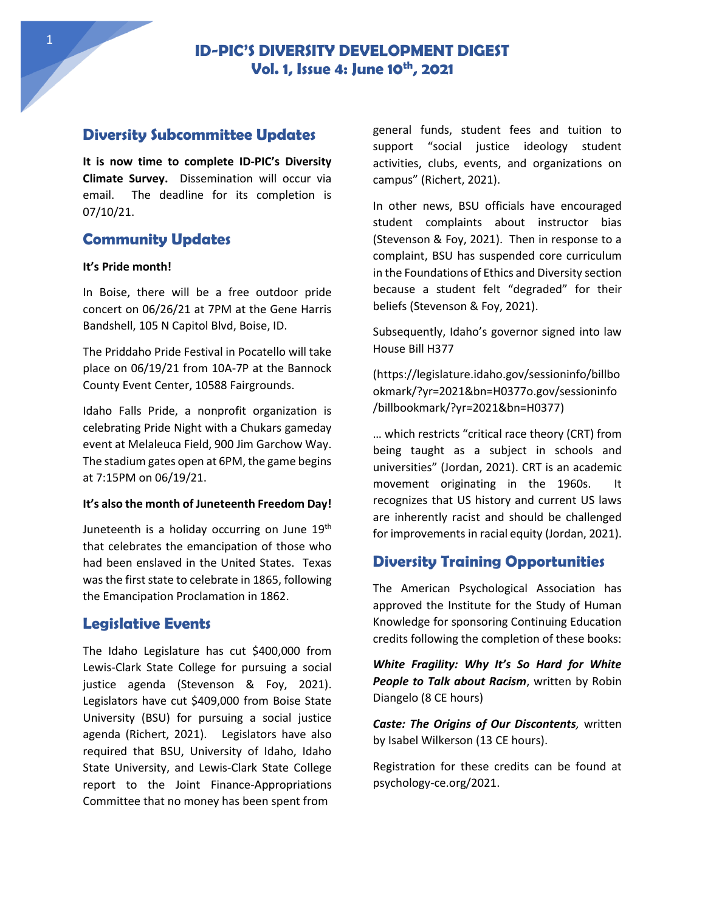# ID-PIC'S DIVERSITY DEVELOPMENT DIGEST
## Vol. 1, Issue 4: June 10th, 2021

## Diversity Subcommittee Updates

**It is now time to complete ID-PIC's Diversity Climate Survey.** Dissemination will occur via email. The deadline for its completion is 07/10/21.

## Community Updates

**It's Pride month!**

In Boise, there will be a free outdoor pride concert on 06/26/21 at 7PM at the Gene Harris Bandshell, 105 N Capitol Blvd, Boise, ID.

The Priddaho Pride Festival in Pocatello will take place on 06/19/21 from 10A-7P at the Bannock County Event Center, 10588 Fairgrounds.

Idaho Falls Pride, a nonprofit organization is celebrating Pride Night with a Chukars gameday event at Melaleuca Field, 900 Jim Garchow Way. The stadium gates open at 6PM, the game begins at 7:15PM on 06/19/21.

**It's also the month of Juneteenth Freedom Day!**

Juneteenth is a holiday occurring on June 19th that celebrates the emancipation of those who had been enslaved in the United States. Texas was the first state to celebrate in 1865, following the Emancipation Proclamation in 1862.

## Legislative Events

The Idaho Legislature has cut $400,000 from Lewis-Clark State College for pursuing a social justice agenda (Stevenson & Foy, 2021). Legislators have cut $409,000 from Boise State University (BSU) for pursuing a social justice agenda (Richert, 2021). Legislators have also required that BSU, University of Idaho, Idaho State University, and Lewis-Clark State College report to the Joint Finance-Appropriations Committee that no money has been spent from general funds, student fees and tuition to support "social justice ideology student activities, clubs, events, and organizations on campus" (Richert, 2021).

In other news, BSU officials have encouraged student complaints about instructor bias (Stevenson & Foy, 2021). Then in response to a complaint, BSU has suspended core curriculum in the Foundations of Ethics and Diversity section because a student felt "degraded" for their beliefs (Stevenson & Foy, 2021).

Subsequently, Idaho's governor signed into law House Bill H377

(https://legislature.idaho.gov/sessioninfo/billbookmark/?yr=2021&bn=H0377o.gov/sessioninfo/billbookmark/?yr=2021&bn=H0377)

… which restricts "critical race theory (CRT) from being taught as a subject in schools and universities" (Jordan, 2021). CRT is an academic movement originating in the 1960s. It recognizes that US history and current US laws are inherently racist and should be challenged for improvements in racial equity (Jordan, 2021).

## Diversity Training Opportunities

The American Psychological Association has approved the Institute for the Study of Human Knowledge for sponsoring Continuing Education credits following the completion of these books:

***White Fragility: Why It's So Hard for White People to Talk about Racism***, written by Robin Diangelo (8 CE hours)

***Caste: The Origins of Our Discontents****,* written by Isabel Wilkerson (13 CE hours).

Registration for these credits can be found at psychology-ce.org/2021.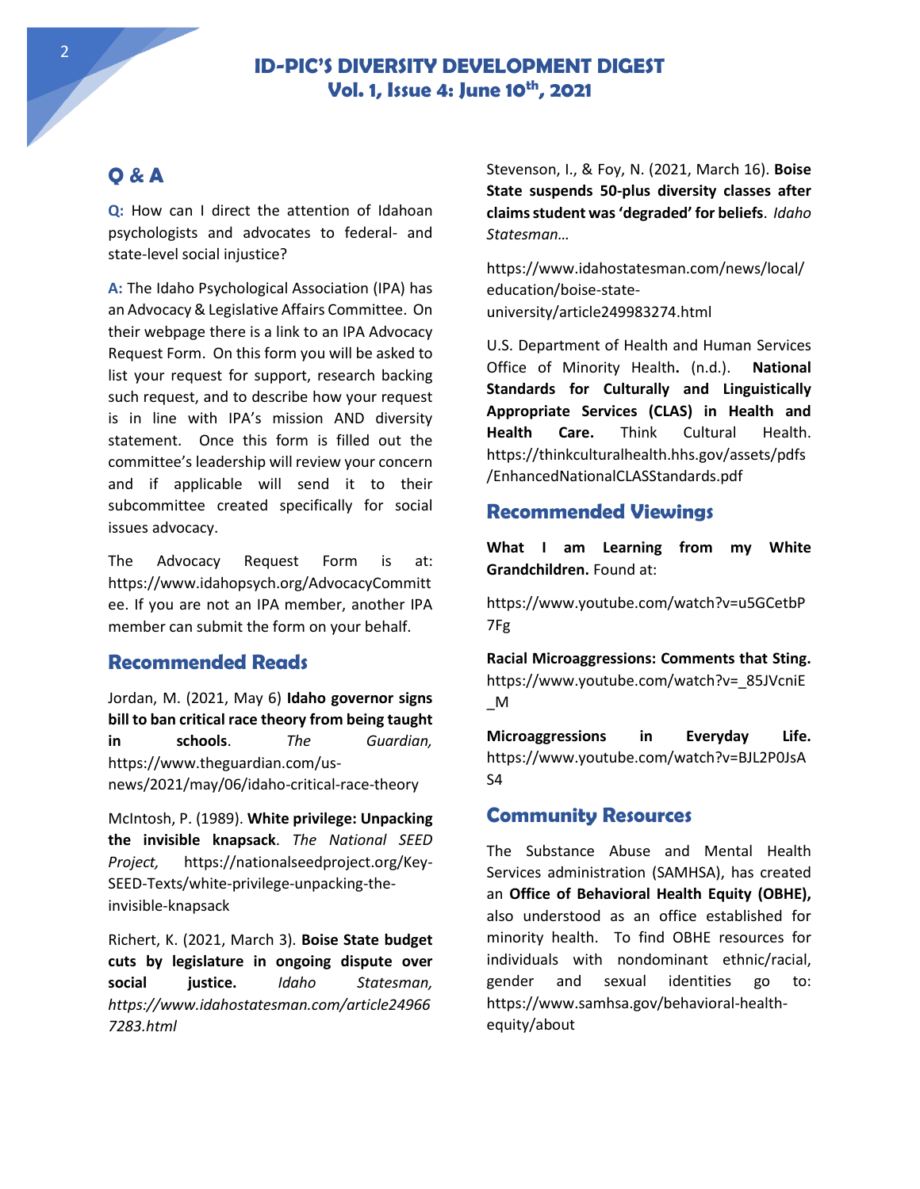# ID-PIC'S DIVERSITY DEVELOPMENT DIGEST
## Vol. 1, Issue 4: June 10th, 2021

## Q & A

**Q:** How can I direct the attention of Idahoan psychologists and advocates to federal- and state-level social injustice?

**A:** The Idaho Psychological Association (IPA) has an Advocacy & Legislative Affairs Committee. On their webpage there is a link to an IPA Advocacy Request Form. On this form you will be asked to list your request for support, research backing such request, and to describe how your request is in line with IPA's mission AND diversity statement. Once this form is filled out the committee's leadership will review your concern and if applicable will send it to their subcommittee created specifically for social issues advocacy.

The Advocacy Request Form is at: https://www.idahopsych.org/AdvocacyCommittee. If you are not an IPA member, another IPA member can submit the form on your behalf.

## Recommended Reads

Jordan, M. (2021, May 6) **Idaho governor signs bill to ban critical race theory from being taught in schools**. *The Guardian,* https://www.theguardian.com/us-news/2021/may/06/idaho-critical-race-theory

McIntosh, P. (1989). **White privilege: Unpacking the invisible knapsack**. *The National SEED Project,* https://nationalseedproject.org/Key-SEED-Texts/white-privilege-unpacking-the-invisible-knapsack

Richert, K. (2021, March 3). **Boise State budget cuts by legislature in ongoing dispute over social justice.** *Idaho Statesman, https://www.idahostatesman.com/article249667283.html*

Stevenson, I., & Foy, N. (2021, March 16). **Boise State suspends 50-plus diversity classes after claims student was 'degraded' for beliefs**. *Idaho Statesman…*

https://www.idahostatesman.com/news/local/education/boise-state-university/article249983274.html

U.S. Department of Health and Human Services Office of Minority Health**.** (n.d.). **National Standards for Culturally and Linguistically Appropriate Services (CLAS) in Health and Health Care.** Think Cultural Health. https://thinkculturalhealth.hhs.gov/assets/pdfs/EnhancedNationalCLASStandards.pdf

## Recommended Viewings

**What I am Learning from my White Grandchildren.** Found at:

https://www.youtube.com/watch?v=u5GCetbP7Fg

**Racial Microaggressions: Comments that Sting.** https://www.youtube.com/watch?v=_85JVcniE_M

**Microaggressions in Everyday Life.** https://www.youtube.com/watch?v=BJL2P0JsAS4

## Community Resources

The Substance Abuse and Mental Health Services administration (SAMHSA), has created an **Office of Behavioral Health Equity (OBHE),** also understood as an office established for minority health. To find OBHE resources for individuals with nondominant ethnic/racial, gender and sexual identities go to: https://www.samhsa.gov/behavioral-health-equity/about